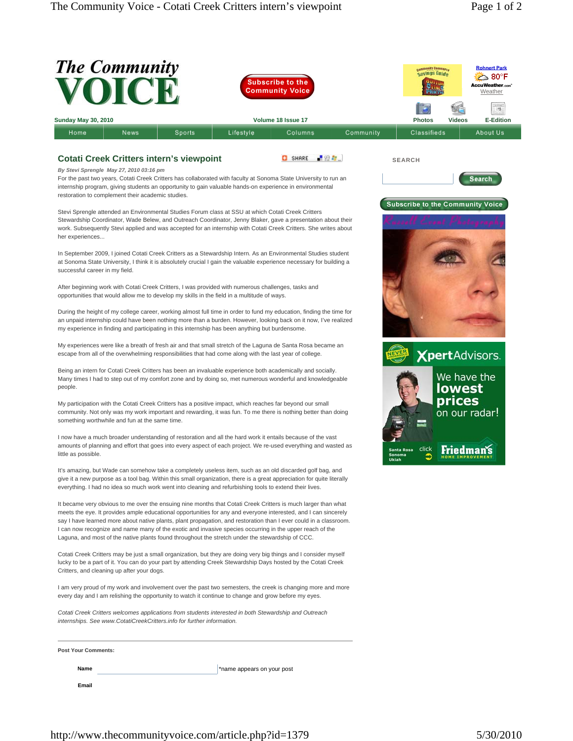# The Community VOICE

Sunday May 30, 2010 | Volume 18 Issue 17

Home | News | Sports | Lifestyle | Columns | Community | Classifieds | About Us

## Cotati Creek Critters intern's viewpoint

*By Stevi Sprengle May 27, 2010 03:16 pm*

For the past two years, Cotati Creek Critters has collaborated with faculty at Sonoma State University to run an internship program, giving students an opportunity to gain valuable hands-on experience in environmental restoration to complement their academic studies.

Stevi Sprengle attended an Environmental Studies Forum class at SSU at which Cotati Creek Critters Stewardship Coordinator, Wade Belew, and Outreach Coordinator, Jenny Blaker, gave a presentation about their work. Subsequently Stevi applied and was accepted for an internship with Cotati Creek Critters. She writes about her experiences...

In September 2009, I joined Cotati Creek Critters as a Stewardship Intern. As an Environmental Studies student at Sonoma State University, I think it is absolutely crucial I gain the valuable experience necessary for building a successful career in my field.

After beginning work with Cotati Creek Critters, I was provided with numerous challenges, tasks and opportunities that would allow me to develop my skills in the field in a multitude of ways.

During the height of my college career, working almost full time in order to fund my education, finding the time for an unpaid internship could have been nothing more than a burden. However, looking back on it now, I've realized my experience in finding and participating in this internship has been anything but burdensome.

My experiences were like a breath of fresh air and that small stretch of the Laguna de Santa Rosa became an escape from all of the overwhelming responsibilities that had come along with the last year of college.

Being an intern for Cotati Creek Critters has been an invaluable experience both academically and socially. Many times I had to step out of my comfort zone and by doing so, met numerous wonderful and knowledgeable people.

My participation with the Cotati Creek Critters has a positive impact, which reaches far beyond our small community. Not only was my work important and rewarding, it was fun. To me there is nothing better than doing something worthwhile and fun at the same time.

I now have a much broader understanding of restoration and all the hard work it entails because of the vast amounts of planning and effort that goes into every aspect of each project. We re-used everything and wasted as little as possible.

It's amazing, but Wade can somehow take a completely useless item, such as an old discarded golf bag, and give it a new purpose as a tool bag. Within this small organization, there is a great appreciation for quite literally everything. I had no idea so much work went into cleaning and refurbishing tools to extend their lives.

It became very obvious to me over the ensuing nine months that Cotati Creek Critters is much larger than what meets the eye. It provides ample educational opportunities for any and everyone interested, and I can sincerely say I have learned more about native plants, plant propagation, and restoration than I ever could in a classroom. I can now recognize and name many of the exotic and invasive species occurring in the upper reach of the Laguna, and most of the native plants found throughout the stretch under the stewardship of CCC.

Cotati Creek Critters may be just a small organization, but they are doing very big things and I consider myself lucky to be a part of it. You can do your part by attending Creek Stewardship Days hosted by the Cotati Creek Critters, and cleaning up after your dogs.

I am very proud of my work and involvement over the past two semesters, the creek is changing more and more every day and I am relishing the opportunity to watch it continue to change and grow before my eyes.

*Cotati Creek Critters welcomes applications from students interested in both Stewardship and Outreach internships. See www.CotatiCreekCritters.info for further information.*

**Post Your Comments:**

**Name** *name appears on your post

**Email**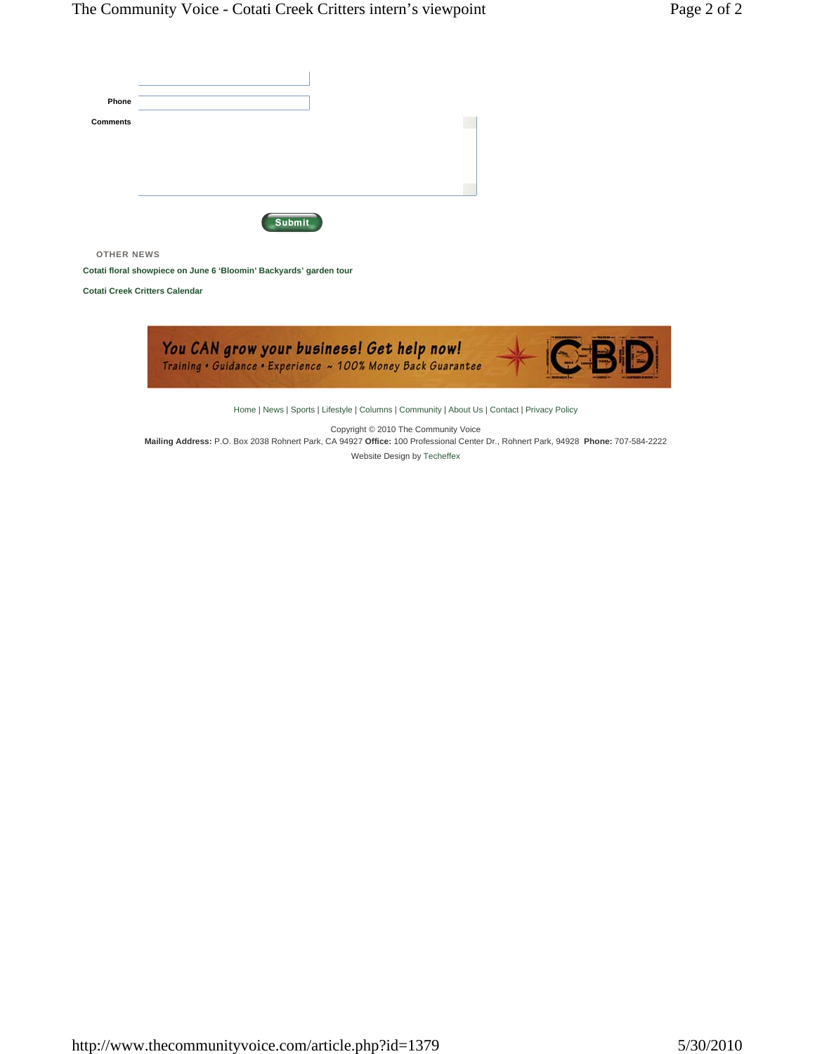Phone

Comments

Submit

OTHER NEWS

**Cotati floral showpiece on June 6 ‘Bloomin’ Backyards’ garden tour**

**Cotati Creek Critters Calendar**

You CAN grow your business! Get help now!
Training • Guidance • Experience ~ 100% Money Back Guarantee

CBD

Home | News | Sports | Lifestyle | Columns | Community | About Us | Contact | Privacy Policy

Copyright © 2010 The Community Voice
**Mailing Address:** P.O. Box 2038 Rohnert Park, CA 94927 **Office:** 100 Professional Center Dr., Rohnert Park, 94928 **Phone:** 707-584-2222

Website Design by Techeffex